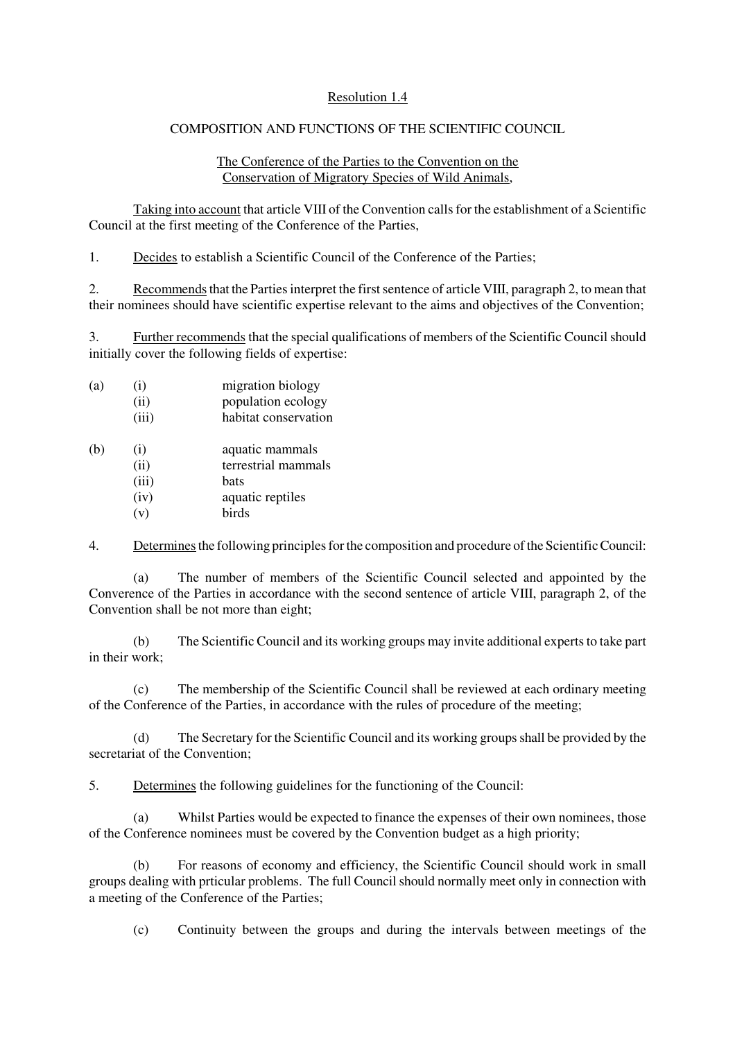Resolution 1.4

COMPOSITION AND FUNCTIONS OF THE SCIENTIFIC COUNCIL

The Conference of the Parties to the Convention on the Conservation of Migratory Species of Wild Animals,

Taking into account that article VIII of the Convention calls for the establishment of a Scientific Council at the first meeting of the Conference of the Parties,

1. Decides to establish a Scientific Council of the Conference of the Parties;

2. Recommends that the Parties interpret the first sentence of article VIII, paragraph 2, to mean that their nominees should have scientific expertise relevant to the aims and objectives of the Convention;

3. Further recommends that the special qualifications of members of the Scientific Council should initially cover the following fields of expertise:

(a) (i) migration biology
(ii) population ecology
(iii) habitat conservation

(b) (i) aquatic mammals
(ii) terrestrial mammals
(iii) bats
(iv) aquatic reptiles
(v) birds

4. Determines the following principles for the composition and procedure of the Scientific Council:

(a) The number of members of the Scientific Council selected and appointed by the Converence of the Parties in accordance with the second sentence of article VIII, paragraph 2, of the Convention shall be not more than eight;

(b) The Scientific Council and its working groups may invite additional experts to take part in their work;

(c) The membership of the Scientific Council shall be reviewed at each ordinary meeting of the Conference of the Parties, in accordance with the rules of procedure of the meeting;

(d) The Secretary for the Scientific Council and its working groups shall be provided by the secretariat of the Convention;

5. Determines the following guidelines for the functioning of the Council:

(a) Whilst Parties would be expected to finance the expenses of their own nominees, those of the Conference nominees must be covered by the Convention budget as a high priority;

(b) For reasons of economy and efficiency, the Scientific Council should work in small groups dealing with prticular problems. The full Council should normally meet only in connection with a meeting of the Conference of the Parties;

(c) Continuity between the groups and during the intervals between meetings of the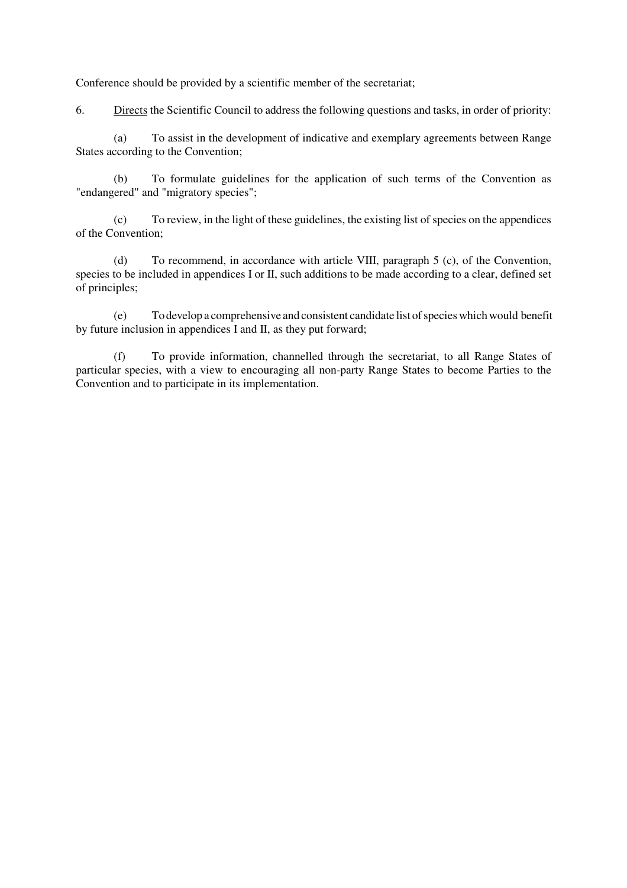Conference should be provided by a scientific member of the secretariat;

6. Directs the Scientific Council to address the following questions and tasks, in order of priority:

(a) To assist in the development of indicative and exemplary agreements between Range States according to the Convention;

(b) To formulate guidelines for the application of such terms of the Convention as "endangered" and "migratory species";

(c) To review, in the light of these guidelines, the existing list of species on the appendices of the Convention;

(d) To recommend, in accordance with article VIII, paragraph 5 (c), of the Convention, species to be included in appendices I or II, such additions to be made according to a clear, defined set of principles;

(e) To develop a comprehensive and consistent candidate list of species which would benefit by future inclusion in appendices I and II, as they put forward;

(f) To provide information, channelled through the secretariat, to all Range States of particular species, with a view to encouraging all non-party Range States to become Parties to the Convention and to participate in its implementation.